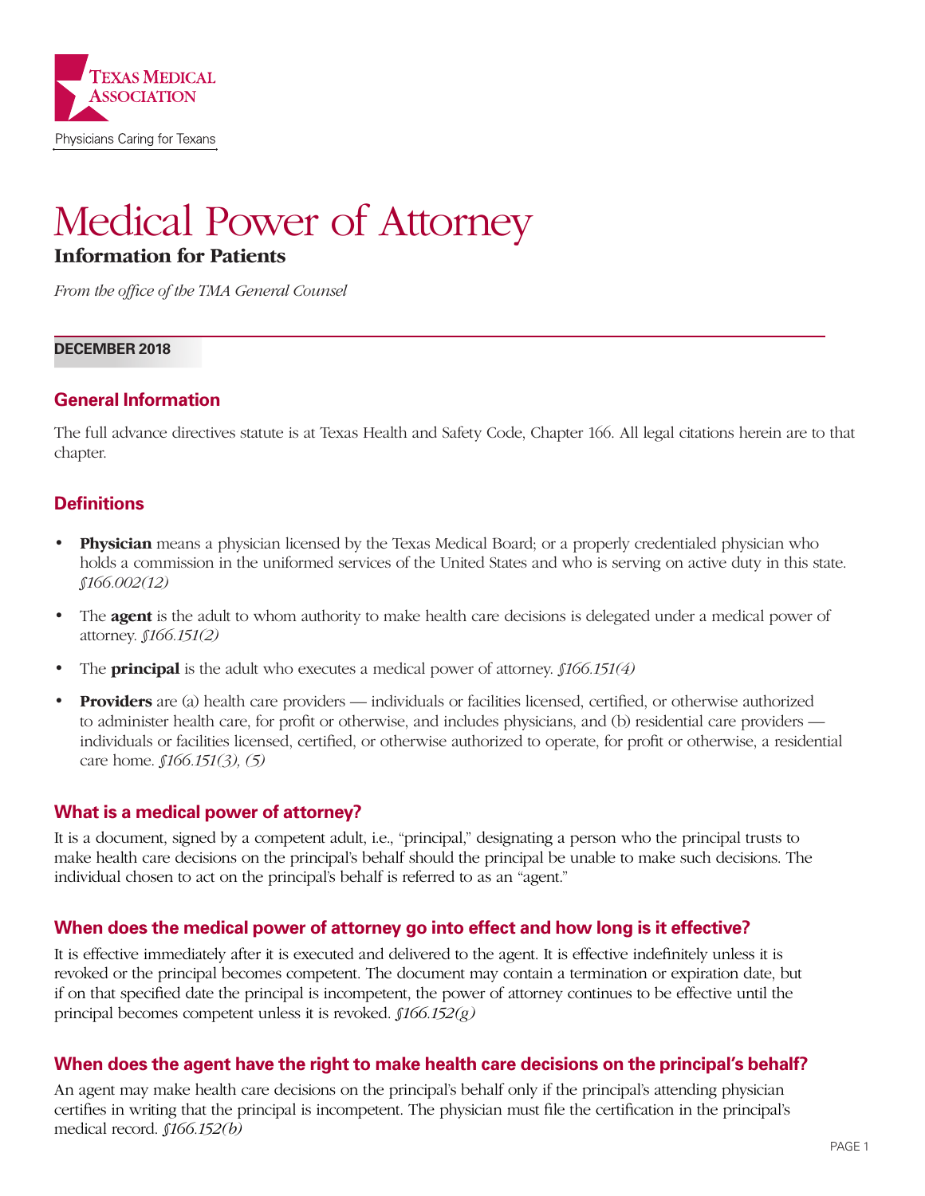Texas Medical Association

Physicians Caring for Texans

# Medical Power of Attorney

## Information for Patients

*From the office of the TMA General Counsel*

**DECEMBER 2018**

## General Information

The full advance directives statute is at Texas Health and Safety Code, Chapter 166. All legal citations herein are to that chapter.

## Definitions

- **Physician** means a physician licensed by the Texas Medical Board; or a properly credentialed physician who holds a commission in the uniformed services of the United States and who is serving on active duty in this state. *§166.002(12)*
- The **agent** is the adult to whom authority to make health care decisions is delegated under a medical power of attorney. *§166.151(2)*
- The **principal** is the adult who executes a medical power of attorney. *§166.151(4)*
- **Providers** are (a) health care providers — individuals or facilities licensed, certified, or otherwise authorized to administer health care, for profit or otherwise, and includes physicians, and (b) residential care providers — individuals or facilities licensed, certified, or otherwise authorized to operate, for profit or otherwise, a residential care home. *§166.151(3), (5)*

### What is a medical power of attorney?

It is a document, signed by a competent adult, i.e., "principal," designating a person who the principal trusts to make health care decisions on the principal's behalf should the principal be unable to make such decisions. The individual chosen to act on the principal's behalf is referred to as an "agent."

### When does the medical power of attorney go into effect and how long is it effective?

It is effective immediately after it is executed and delivered to the agent. It is effective indefinitely unless it is revoked or the principal becomes competent. The document may contain a termination or expiration date, but if on that specified date the principal is incompetent, the power of attorney continues to be effective until the principal becomes competent unless it is revoked. *§166.152(g)*

### When does the agent have the right to make health care decisions on the principal's behalf?

An agent may make health care decisions on the principal's behalf only if the principal's attending physician certifies in writing that the principal is incompetent. The physician must file the certification in the principal's medical record. *§166.152(b)*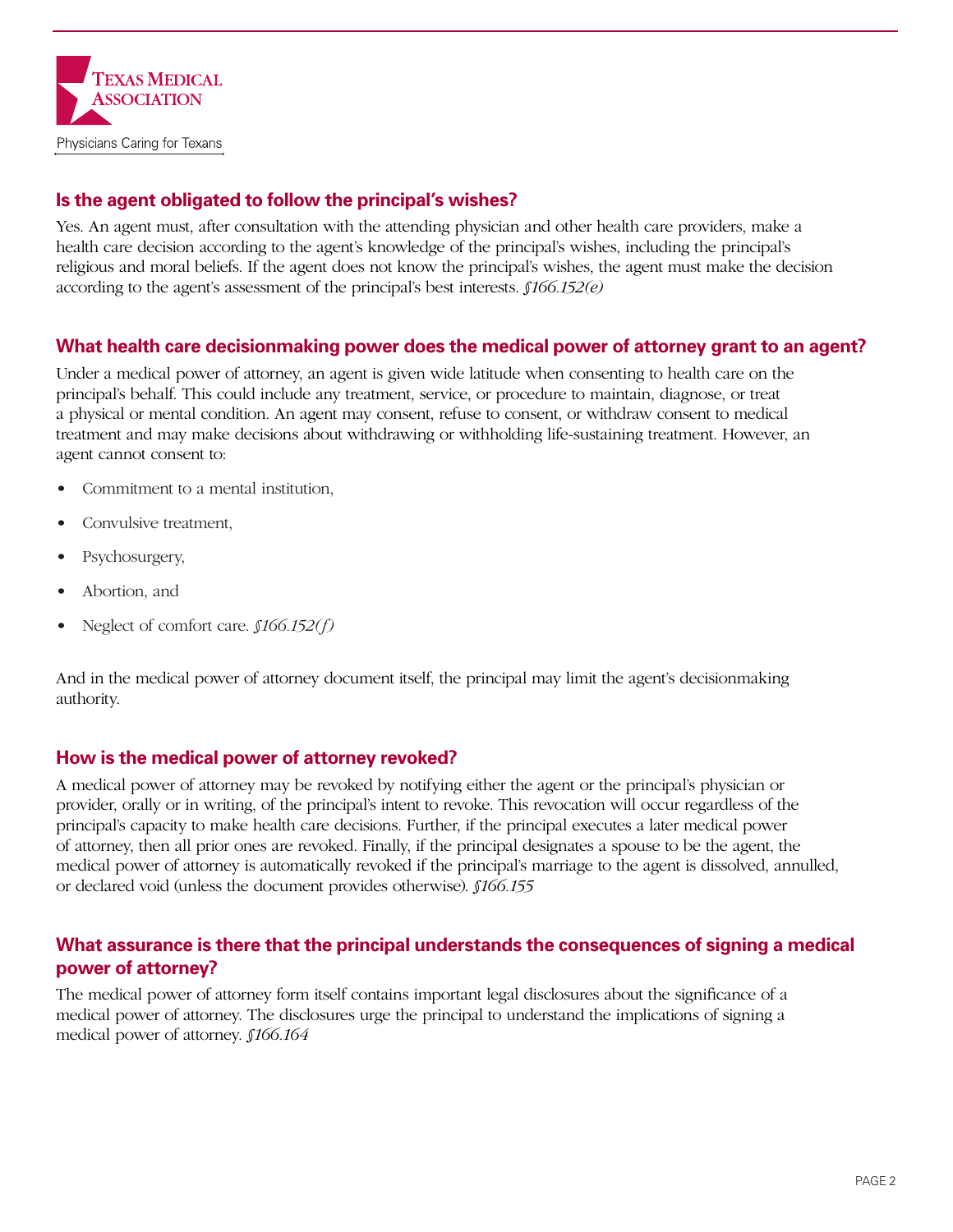## Is the agent obligated to follow the principal's wishes?

Yes. An agent must, after consultation with the attending physician and other health care providers, make a health care decision according to the agent's knowledge of the principal's wishes, including the principal's religious and moral beliefs. If the agent does not know the principal's wishes, the agent must make the decision according to the agent's assessment of the principal's best interests. *§166.152(e)*

## What health care decisionmaking power does the medical power of attorney grant to an agent?

Under a medical power of attorney, an agent is given wide latitude when consenting to health care on the principal's behalf. This could include any treatment, service, or procedure to maintain, diagnose, or treat a physical or mental condition. An agent may consent, refuse to consent, or withdraw consent to medical treatment and may make decisions about withdrawing or withholding life-sustaining treatment. However, an agent cannot consent to:

- Commitment to a mental institution,
- Convulsive treatment,
- Psychosurgery,
- Abortion, and
- Neglect of comfort care. *§166.152(f)*

And in the medical power of attorney document itself, the principal may limit the agent's decisionmaking authority.

## How is the medical power of attorney revoked?

A medical power of attorney may be revoked by notifying either the agent or the principal's physician or provider, orally or in writing, of the principal's intent to revoke. This revocation will occur regardless of the principal's capacity to make health care decisions. Further, if the principal executes a later medical power of attorney, then all prior ones are revoked. Finally, if the principal designates a spouse to be the agent, the medical power of attorney is automatically revoked if the principal's marriage to the agent is dissolved, annulled, or declared void (unless the document provides otherwise). *§166.155*

## What assurance is there that the principal understands the consequences of signing a medical power of attorney?

The medical power of attorney form itself contains important legal disclosures about the significance of a medical power of attorney. The disclosures urge the principal to understand the implications of signing a medical power of attorney. *§166.164*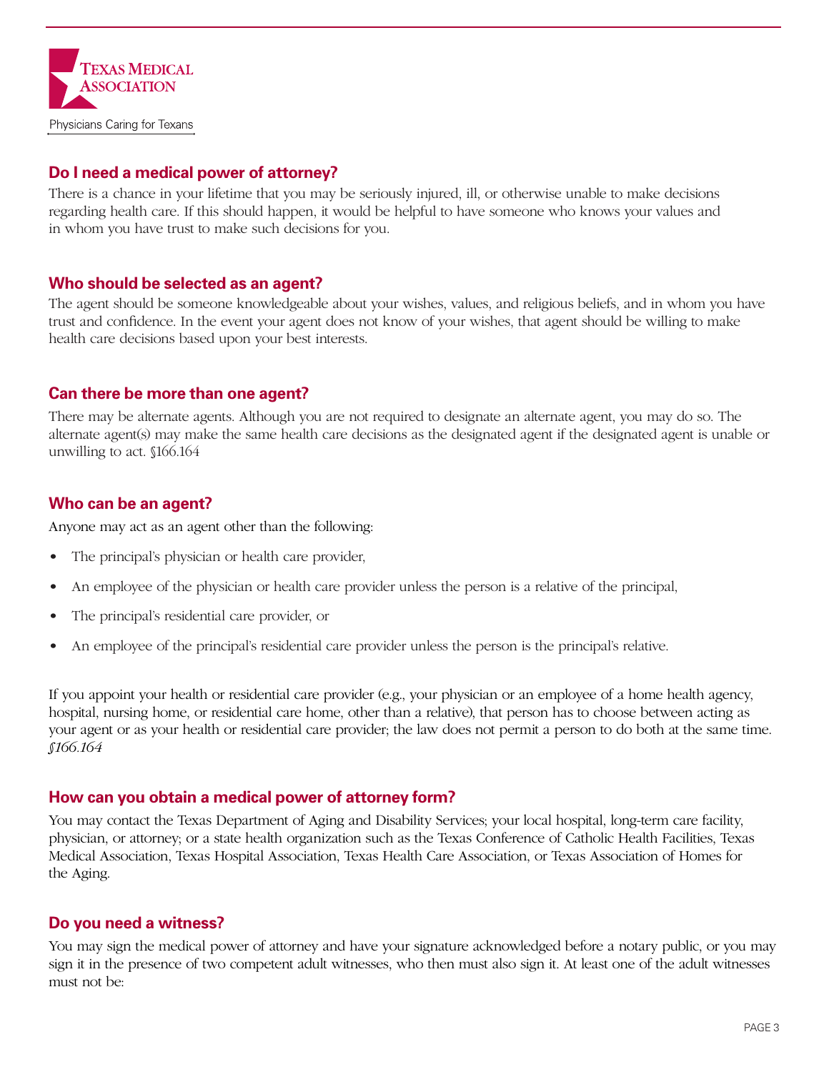Texas Medical Association

Physicians Caring for Texans

## Do I need a medical power of attorney?

There is a chance in your lifetime that you may be seriously injured, ill, or otherwise unable to make decisions regarding health care. If this should happen, it would be helpful to have someone who knows your values and in whom you have trust to make such decisions for you.

## Who should be selected as an agent?

The agent should be someone knowledgeable about your wishes, values, and religious beliefs, and in whom you have trust and confidence. In the event your agent does not know of your wishes, that agent should be willing to make health care decisions based upon your best interests.

## Can there be more than one agent?

There may be alternate agents. Although you are not required to designate an alternate agent, you may do so. The alternate agent(s) may make the same health care decisions as the designated agent if the designated agent is unable or unwilling to act. §166.164

## Who can be an agent?

Anyone may act as an agent other than the following:

- The principal's physician or health care provider,
- An employee of the physician or health care provider unless the person is a relative of the principal,
- The principal's residential care provider, or
- An employee of the principal's residential care provider unless the person is the principal's relative.

If you appoint your health or residential care provider (e.g., your physician or an employee of a home health agency, hospital, nursing home, or residential care home, other than a relative), that person has to choose between acting as your agent or as your health or residential care provider; the law does not permit a person to do both at the same time. *§166.164*

## How can you obtain a medical power of attorney form?

You may contact the Texas Department of Aging and Disability Services; your local hospital, long-term care facility, physician, or attorney; or a state health organization such as the Texas Conference of Catholic Health Facilities, Texas Medical Association, Texas Hospital Association, Texas Health Care Association, or Texas Association of Homes for the Aging.

## Do you need a witness?

You may sign the medical power of attorney and have your signature acknowledged before a notary public, or you may sign it in the presence of two competent adult witnesses, who then must also sign it. At least one of the adult witnesses must not be: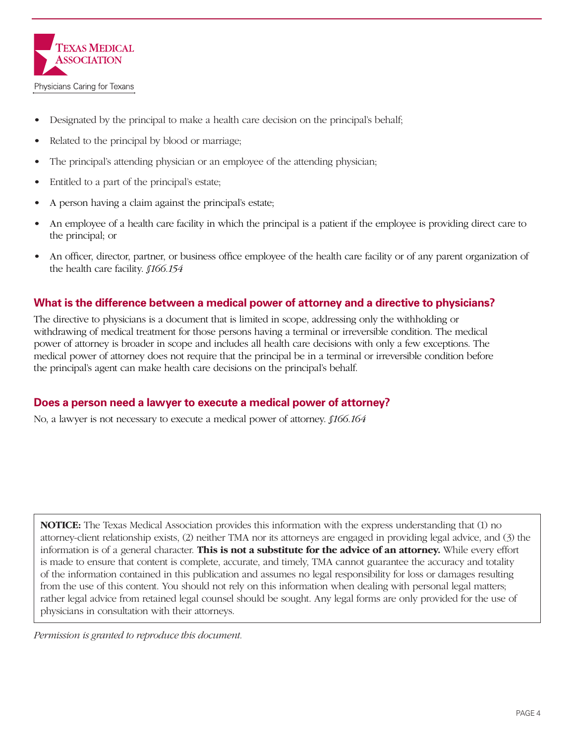- Designated by the principal to make a health care decision on the principal's behalf;
- Related to the principal by blood or marriage;
- The principal's attending physician or an employee of the attending physician;
- Entitled to a part of the principal's estate;
- A person having a claim against the principal's estate;
- An employee of a health care facility in which the principal is a patient if the employee is providing direct care to the principal; or
- An officer, director, partner, or business office employee of the health care facility or of any parent organization of the health care facility. *§166.154*

## What is the difference between a medical power of attorney and a directive to physicians?

The directive to physicians is a document that is limited in scope, addressing only the withholding or withdrawing of medical treatment for those persons having a terminal or irreversible condition. The medical power of attorney is broader in scope and includes all health care decisions with only a few exceptions. The medical power of attorney does not require that the principal be in a terminal or irreversible condition before the principal's agent can make health care decisions on the principal's behalf.

## Does a person need a lawyer to execute a medical power of attorney?

No, a lawyer is not necessary to execute a medical power of attorney. *§166.164*

**NOTICE:** The Texas Medical Association provides this information with the express understanding that (1) no attorney-client relationship exists, (2) neither TMA nor its attorneys are engaged in providing legal advice, and (3) the information is of a general character. **This is not a substitute for the advice of an attorney.** While every effort is made to ensure that content is complete, accurate, and timely, TMA cannot guarantee the accuracy and totality of the information contained in this publication and assumes no legal responsibility for loss or damages resulting from the use of this content. You should not rely on this information when dealing with personal legal matters; rather legal advice from retained legal counsel should be sought. Any legal forms are only provided for the use of physicians in consultation with their attorneys.

*Permission is granted to reproduce this document.*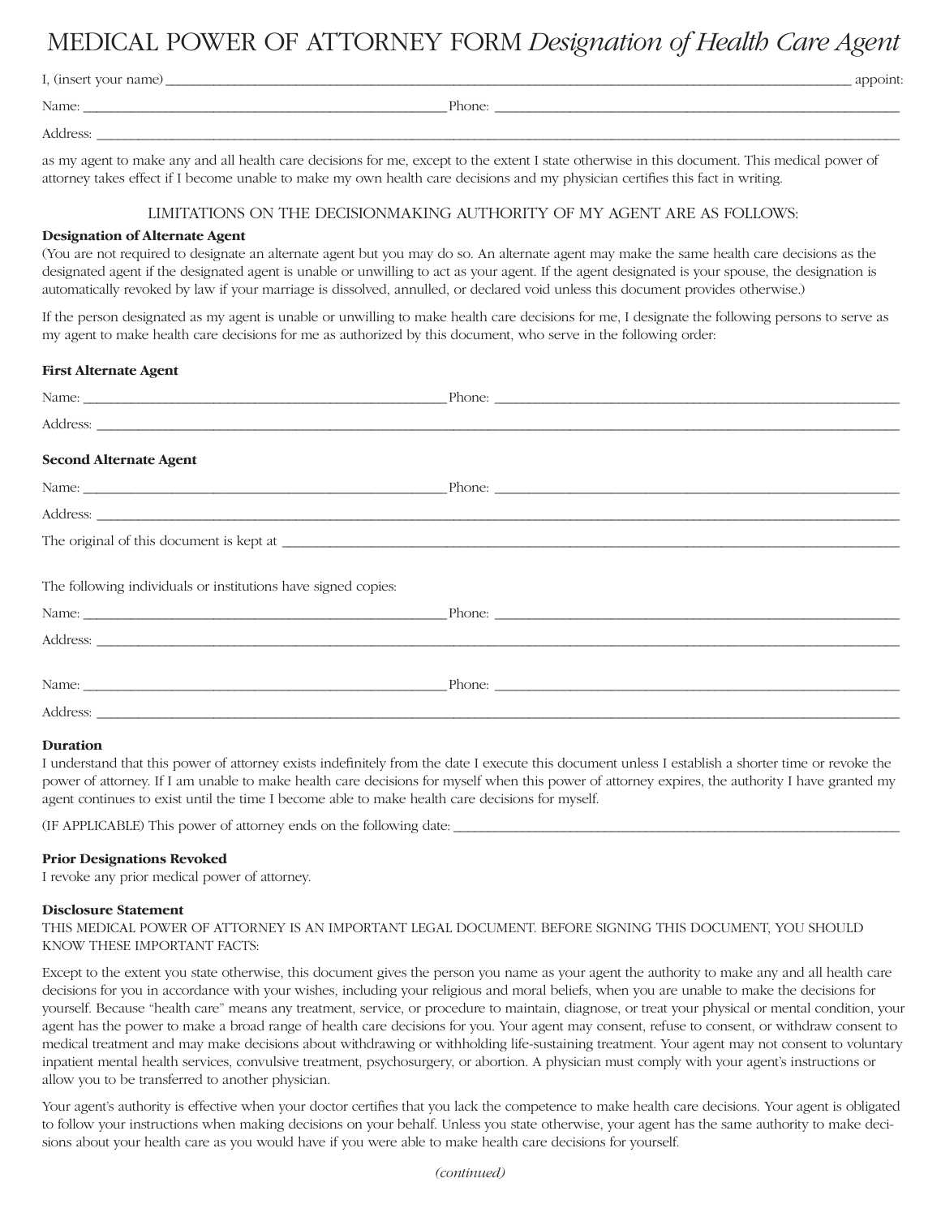# MEDICAL POWER OF ATTORNEY FORM *Designation of Health Care Agent*

I, (insert your name) ____________________________________________ appoint:

Name: ______________________________ Phone: ______________________________

Address: ____________________________________________________________

as my agent to make any and all health care decisions for me, except to the extent I state otherwise in this document. This medical power of attorney takes effect if I become unable to make my own health care decisions and my physician certifies this fact in writing.

LIMITATIONS ON THE DECISIONMAKING AUTHORITY OF MY AGENT ARE AS FOLLOWS:

**Designation of Alternate Agent**

(You are not required to designate an alternate agent but you may do so. An alternate agent may make the same health care decisions as the designated agent if the designated agent is unable or unwilling to act as your agent. If the agent designated is your spouse, the designation is automatically revoked by law if your marriage is dissolved, annulled, or declared void unless this document provides otherwise.)

If the person designated as my agent is unable or unwilling to make health care decisions for me, I designate the following persons to serve as my agent to make health care decisions for me as authorized by this document, who serve in the following order:

**First Alternate Agent**

Name: ______________________________ Phone: ______________________________

Address: ____________________________________________________________

**Second Alternate Agent**

Name: ______________________________ Phone: ______________________________

Address: ____________________________________________________________

The original of this document is kept at ____________________________________________

The following individuals or institutions have signed copies:

Name: ______________________________ Phone: ______________________________

Address: ____________________________________________________________

Name: ______________________________ Phone: ______________________________

Address: ____________________________________________________________

**Duration**

I understand that this power of attorney exists indefinitely from the date I execute this document unless I establish a shorter time or revoke the power of attorney. If I am unable to make health care decisions for myself when this power of attorney expires, the authority I have granted my agent continues to exist until the time I become able to make health care decisions for myself.

(IF APPLICABLE) This power of attorney ends on the following date: ______________________________

**Prior Designations Revoked**

I revoke any prior medical power of attorney.

**Disclosure Statement**

THIS MEDICAL POWER OF ATTORNEY IS AN IMPORTANT LEGAL DOCUMENT. BEFORE SIGNING THIS DOCUMENT, YOU SHOULD KNOW THESE IMPORTANT FACTS:

Except to the extent you state otherwise, this document gives the person you name as your agent the authority to make any and all health care decisions for you in accordance with your wishes, including your religious and moral beliefs, when you are unable to make the decisions for yourself. Because "health care" means any treatment, service, or procedure to maintain, diagnose, or treat your physical or mental condition, your agent has the power to make a broad range of health care decisions for you. Your agent may consent, refuse to consent, or withdraw consent to medical treatment and may make decisions about withdrawing or withholding life-sustaining treatment. Your agent may not consent to voluntary inpatient mental health services, convulsive treatment, psychosurgery, or abortion. A physician must comply with your agent's instructions or allow you to be transferred to another physician.

Your agent's authority is effective when your doctor certifies that you lack the competence to make health care decisions. Your agent is obligated to follow your instructions when making decisions on your behalf. Unless you state otherwise, your agent has the same authority to make decisions about your health care as you would have if you were able to make health care decisions for yourself.

*(continued)*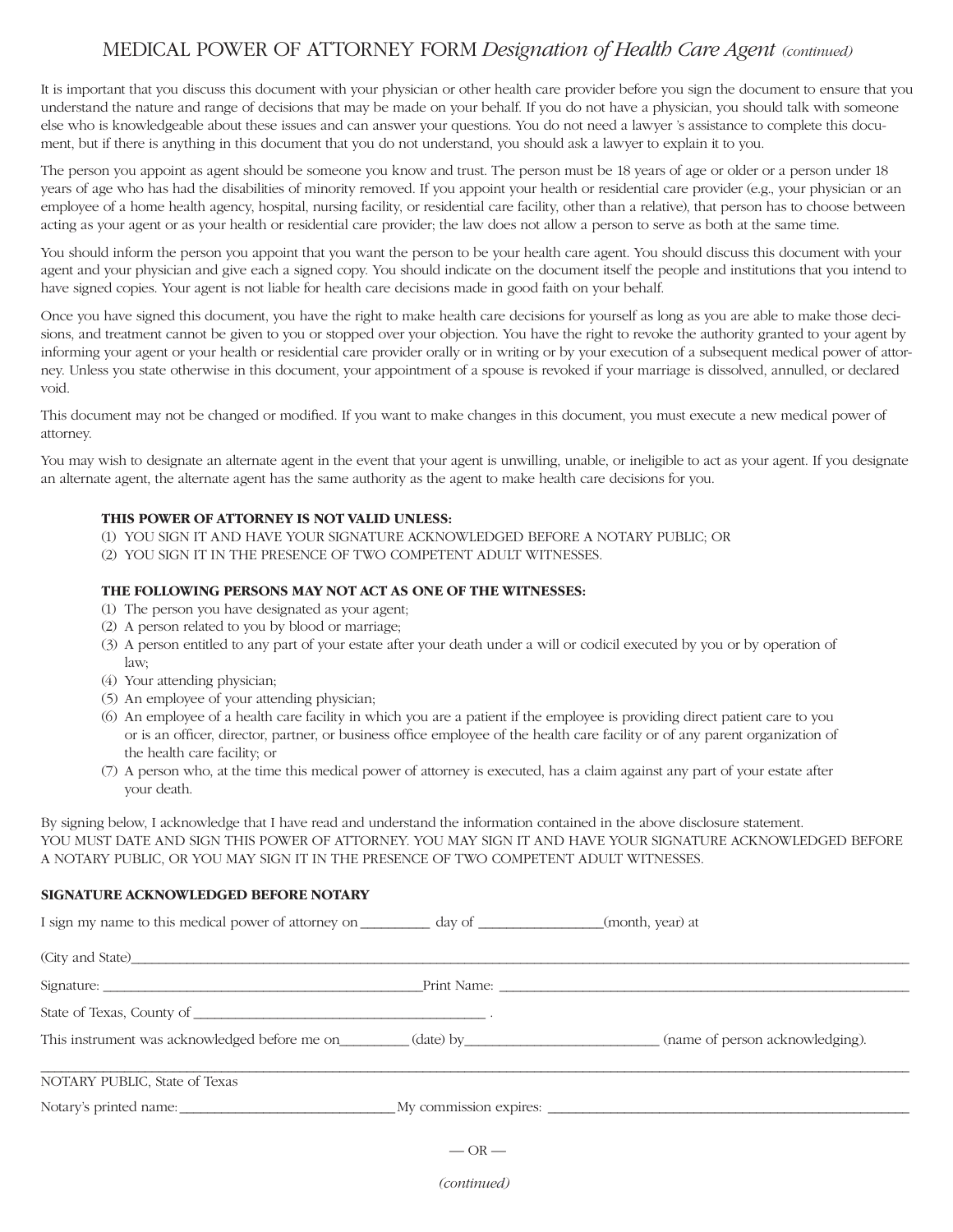# MEDICAL POWER OF ATTORNEY FORM *Designation of Health Care Agent (continued)*

It is important that you discuss this document with your physician or other health care provider before you sign the document to ensure that you understand the nature and range of decisions that may be made on your behalf. If you do not have a physician, you should talk with someone else who is knowledgeable about these issues and can answer your questions. You do not need a lawyer 's assistance to complete this document, but if there is anything in this document that you do not understand, you should ask a lawyer to explain it to you.

The person you appoint as agent should be someone you know and trust. The person must be 18 years of age or older or a person under 18 years of age who has had the disabilities of minority removed. If you appoint your health or residential care provider (e.g., your physician or an employee of a home health agency, hospital, nursing facility, or residential care facility, other than a relative), that person has to choose between acting as your agent or as your health or residential care provider; the law does not allow a person to serve as both at the same time.

You should inform the person you appoint that you want the person to be your health care agent. You should discuss this document with your agent and your physician and give each a signed copy. You should indicate on the document itself the people and institutions that you intend to have signed copies. Your agent is not liable for health care decisions made in good faith on your behalf.

Once you have signed this document, you have the right to make health care decisions for yourself as long as you are able to make those decisions, and treatment cannot be given to you or stopped over your objection. You have the right to revoke the authority granted to your agent by informing your agent or your health or residential care provider orally or in writing or by your execution of a subsequent medical power of attorney. Unless you state otherwise in this document, your appointment of a spouse is revoked if your marriage is dissolved, annulled, or declared void.

This document may not be changed or modified. If you want to make changes in this document, you must execute a new medical power of attorney.

You may wish to designate an alternate agent in the event that your agent is unwilling, unable, or ineligible to act as your agent. If you designate an alternate agent, the alternate agent has the same authority as the agent to make health care decisions for you.

**THIS POWER OF ATTORNEY IS NOT VALID UNLESS:**

(1) YOU SIGN IT AND HAVE YOUR SIGNATURE ACKNOWLEDGED BEFORE A NOTARY PUBLIC; OR
(2) YOU SIGN IT IN THE PRESENCE OF TWO COMPETENT ADULT WITNESSES.

**THE FOLLOWING PERSONS MAY NOT ACT AS ONE OF THE WITNESSES:**

(1) The person you have designated as your agent;
(2) A person related to you by blood or marriage;
(3) A person entitled to any part of your estate after your death under a will or codicil executed by you or by operation of law;
(4) Your attending physician;
(5) An employee of your attending physician;
(6) An employee of a health care facility in which you are a patient if the employee is providing direct patient care to you or is an officer, director, partner, or business office employee of the health care facility or of any parent organization of the health care facility; or
(7) A person who, at the time this medical power of attorney is executed, has a claim against any part of your estate after your death.

By signing below, I acknowledge that I have read and understand the information contained in the above disclosure statement.
YOU MUST DATE AND SIGN THIS POWER OF ATTORNEY. YOU MAY SIGN IT AND HAVE YOUR SIGNATURE ACKNOWLEDGED BEFORE A NOTARY PUBLIC, OR YOU MAY SIGN IT IN THE PRESENCE OF TWO COMPETENT ADULT WITNESSES.

**SIGNATURE ACKNOWLEDGED BEFORE NOTARY**

I sign my name to this medical power of attorney on _________ day of _________________(month, year) at

(City and State)_______________________________________________________________________________

Signature: ____________________________________________Print Name: ____________________________________________

State of Texas, County of ________________________________________ .

This instrument was acknowledged before me on_________ (date) by__________________________ (name of person acknowledging).

_______________________________________________________________________________
NOTARY PUBLIC, State of Texas

Notary's printed name:______________________________My commission expires: ____________________________________________

— OR —

*(continued)*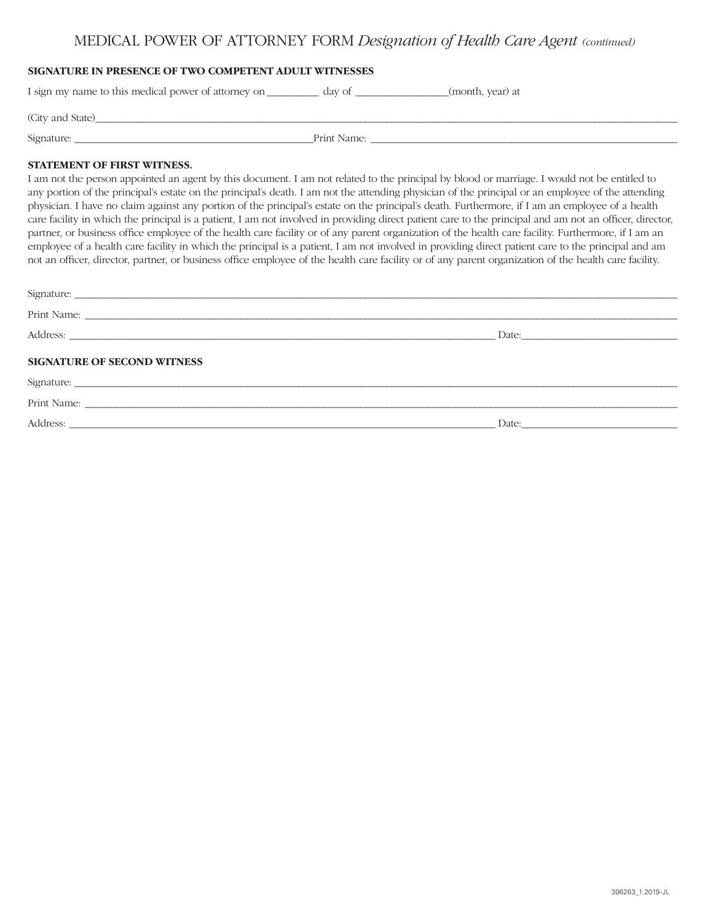# MEDICAL POWER OF ATTORNEY FORM *Designation of Health Care Agent* *(continued)*

**SIGNATURE IN PRESENCE OF TWO COMPETENT ADULT WITNESSES**

I sign my name to this medical power of attorney on __________ day of _________________(month, year) at

(City and State)________________________________________________________________________________________

Signature: _____________________________________________Print Name: ________________________________________

**STATEMENT OF FIRST WITNESS.**

I am not the person appointed an agent by this document. I am not related to the principal by blood or marriage. I would not be entitled to any portion of the principal's estate on the principal's death. I am not the attending physician of the principal or an employee of the attending physician. I have no claim against any portion of the principal's estate on the principal's death. Furthermore, if I am an employee of a health care facility in which the principal is a patient, I am not involved in providing direct patient care to the principal and am not an officer, director, partner, or business office employee of the health care facility or of any parent organization of the health care facility. Furthermore, if I am an employee of a health care facility in which the principal is a patient, I am not involved in providing direct patient care to the principal and am not an officer, director, partner, or business office employee of the health care facility or of any parent organization of the health care facility.

Signature: ________________________________________________________________________________________________

Print Name: ______________________________________________________________________________________________

Address: __________________________________________________________________________ Date:_______________________

**SIGNATURE OF SECOND WITNESS**

Signature: ________________________________________________________________________________________________

Print Name: ______________________________________________________________________________________________

Address: __________________________________________________________________________ Date:_______________________

306263_1.2019-JL